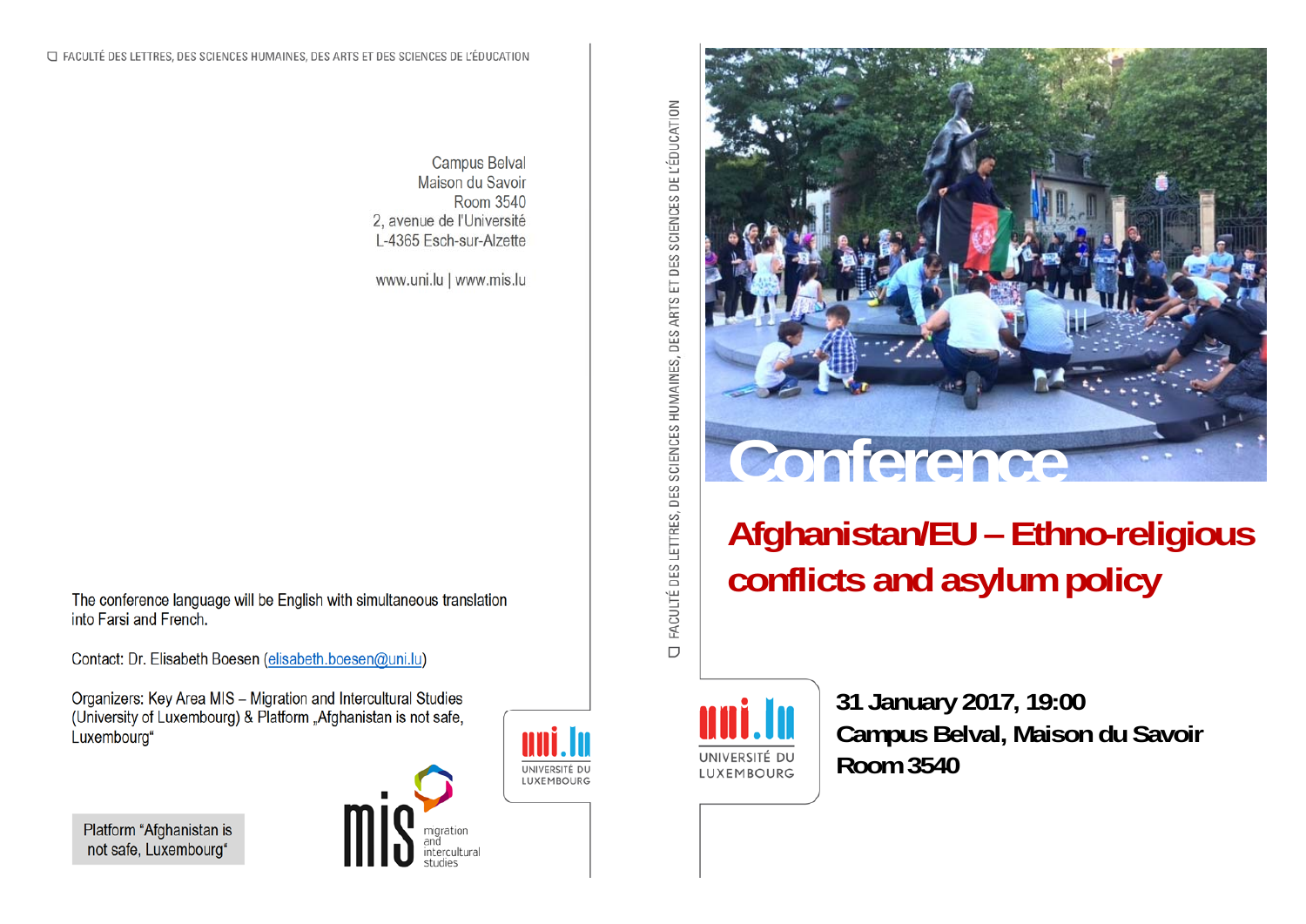FACULTÉ DES LETTRES, DES SCIENCES HUMAINES, DES ARTS ET DES SCIENCES DE L'ÉDUCATION

Campus Belval
Maison du Savoir
Room 3540
2, avenue de l'Université
L-4365 Esch-sur-Alzette

www.uni.lu | www.mis.lu

The conference language will be English with simultaneous translation into Farsi and French.

Contact: Dr. Elisabeth Boesen (elisabeth.boesen@uni.lu)

Organizers: Key Area MIS – Migration and Intercultural Studies (University of Luxembourg) & Platform „Afghanistan is not safe, Luxembourg"

Platform "Afghanistan is not safe, Luxembourg"

mis migration and intercultural studies

uni.lu UNIVERSITÉ DU LUXEMBOURG

FACULTÉ DES LETTRES, DES SCIENCES HUMAINES, DES ARTS ET DES SCIENCES DE L'ÉDUCATION

# Conference

## Afghanistan/EU – Ethno-religious conflicts and asylum policy

uni.lu UNIVERSITÉ DU LUXEMBOURG

**31 January 2017, 19:00**
**Campus Belval, Maison du Savoir**
**Room 3540**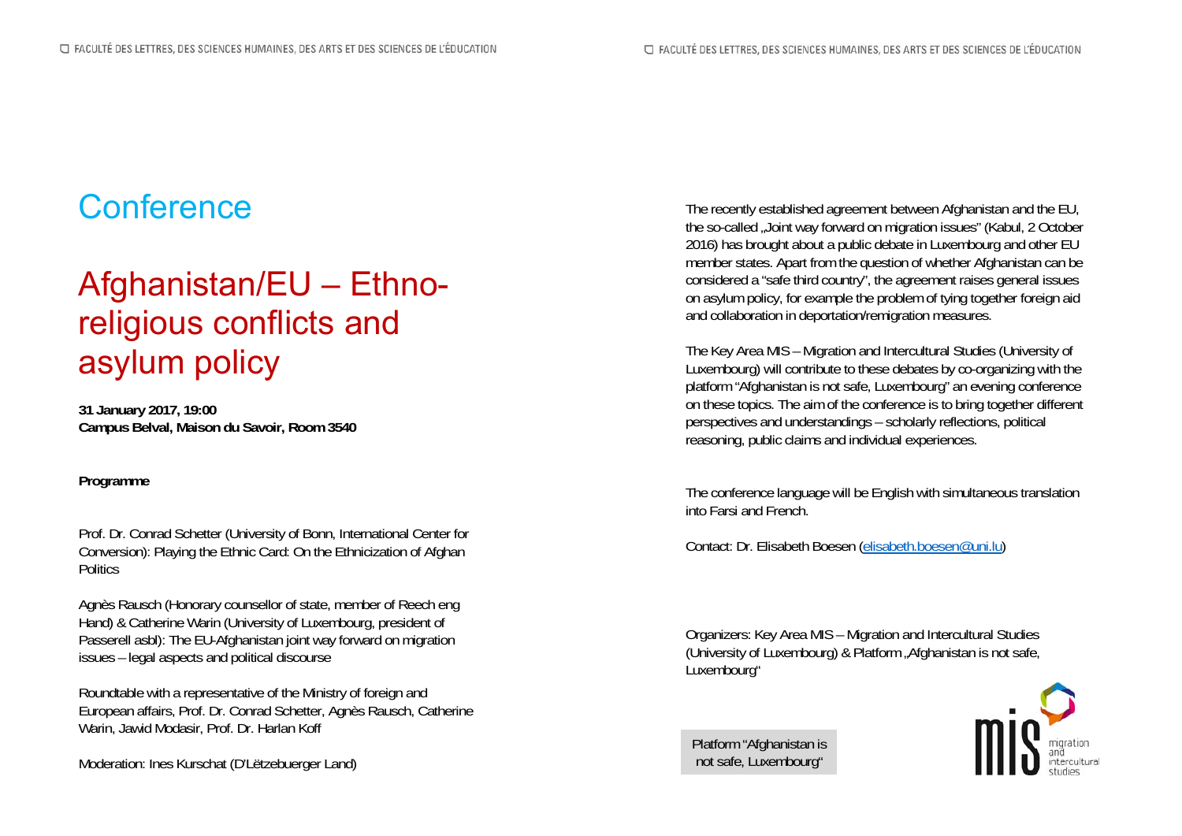# Conference

## Afghanistan/EU – Ethno-religious conflicts and asylum policy

**31 January 2017, 19:00**
**Campus Belval, Maison du Savoir, Room 3540**

**Programme**

Prof. Dr. Conrad Schetter (University of Bonn, International Center for Conversion): Playing the Ethnic Card: On the Ethnicization of Afghan Politics

Agnès Rausch (Honorary counsellor of state, member of Reech eng Hand) & Catherine Warin (University of Luxembourg, president of Passerell asbl): The EU-Afghanistan joint way forward on migration issues – legal aspects and political discourse

Roundtable with a representative of the Ministry of foreign and European affairs, Prof. Dr. Conrad Schetter, Agnès Rausch, Catherine Warin, Jawid Modasir, Prof. Dr. Harlan Koff

Moderation: Ines Kurschat (D'Lëtzebuerger Land)

The recently established agreement between Afghanistan and the EU, the so-called „Joint way forward on migration issues" (Kabul, 2 October 2016) has brought about a public debate in Luxembourg and other EU member states. Apart from the question of whether Afghanistan can be considered a "safe third country", the agreement raises general issues on asylum policy, for example the problem of tying together foreign aid and collaboration in deportation/remigration measures.

The Key Area MIS – Migration and Intercultural Studies (University of Luxembourg) will contribute to these debates by co-organizing with the platform "Afghanistan is not safe, Luxembourg" an evening conference on these topics. The aim of the conference is to bring together different perspectives and understandings – scholarly reflections, political reasoning, public claims and individual experiences.

The conference language will be English with simultaneous translation into Farsi and French.

Contact: Dr. Elisabeth Boesen (elisabeth.boesen@uni.lu)

Organizers: Key Area MIS – Migration and Intercultural Studies (University of Luxembourg) & Platform „Afghanistan is not safe, Luxembourg"

Platform "Afghanistan is not safe, Luxembourg"

mis migration and intercultural studies